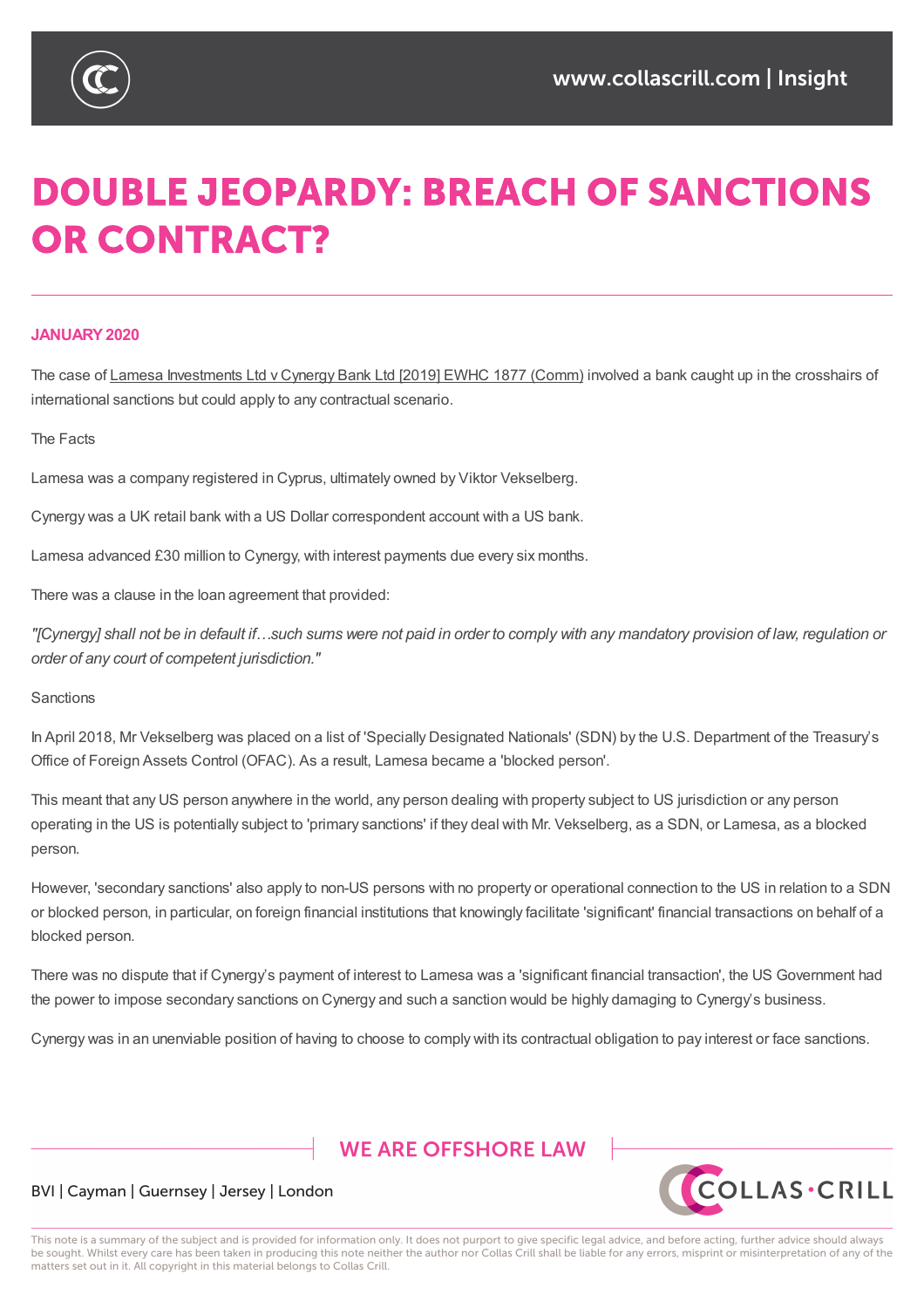# DOUBLE JEOPARDY: BREACH OF SANCTIONS OR CONTRACT?

**JANUARY 2020**

The case of Lamesa Investments Ltd v Cynergy Bank Ltd [2019] EWHC 1877 (Comm) involved a bank caught up in the crosshairs of international sanctions but could apply to any contractual scenario.

The Facts

Lamesa was a company registered in Cyprus, ultimately owned by Viktor Vekselberg.

Cynergy was a UK retail bank with a US Dollar correspondent account with a US bank.

Lamesa advanced £30 million to Cynergy, with interest payments due every six months.

There was a clause in the loan agreement that provided:

*"[Cynergy] shall not be in default if…such sums were not paid in order to comply with any mandatory provision of law, regulation or order of any court of competent jurisdiction."*

Sanctions

In April 2018, Mr Vekselberg was placed on a list of 'Specially Designated Nationals' (SDN) by the U.S. Department of the Treasury's Office of Foreign Assets Control (OFAC). As a result, Lamesa became a 'blocked person'.

This meant that any US person anywhere in the world, any person dealing with property subject to US jurisdiction or any person operating in the US is potentially subject to 'primary sanctions' if they deal with Mr. Vekselberg, as a SDN, or Lamesa, as a blocked person.

However, 'secondary sanctions' also apply to non-US persons with no property or operational connection to the US in relation to a SDN or blocked person, in particular, on foreign financial institutions that knowingly facilitate 'significant' financial transactions on behalf of a blocked person.

There was no dispute that if Cynergy's payment of interest to Lamesa was a 'significant financial transaction', the US Government had the power to impose secondary sanctions on Cynergy and such a sanction would be highly damaging to Cynergy's business.

Cynergy was in an unenviable position of having to choose to comply with its contractual obligation to pay interest or face sanctions.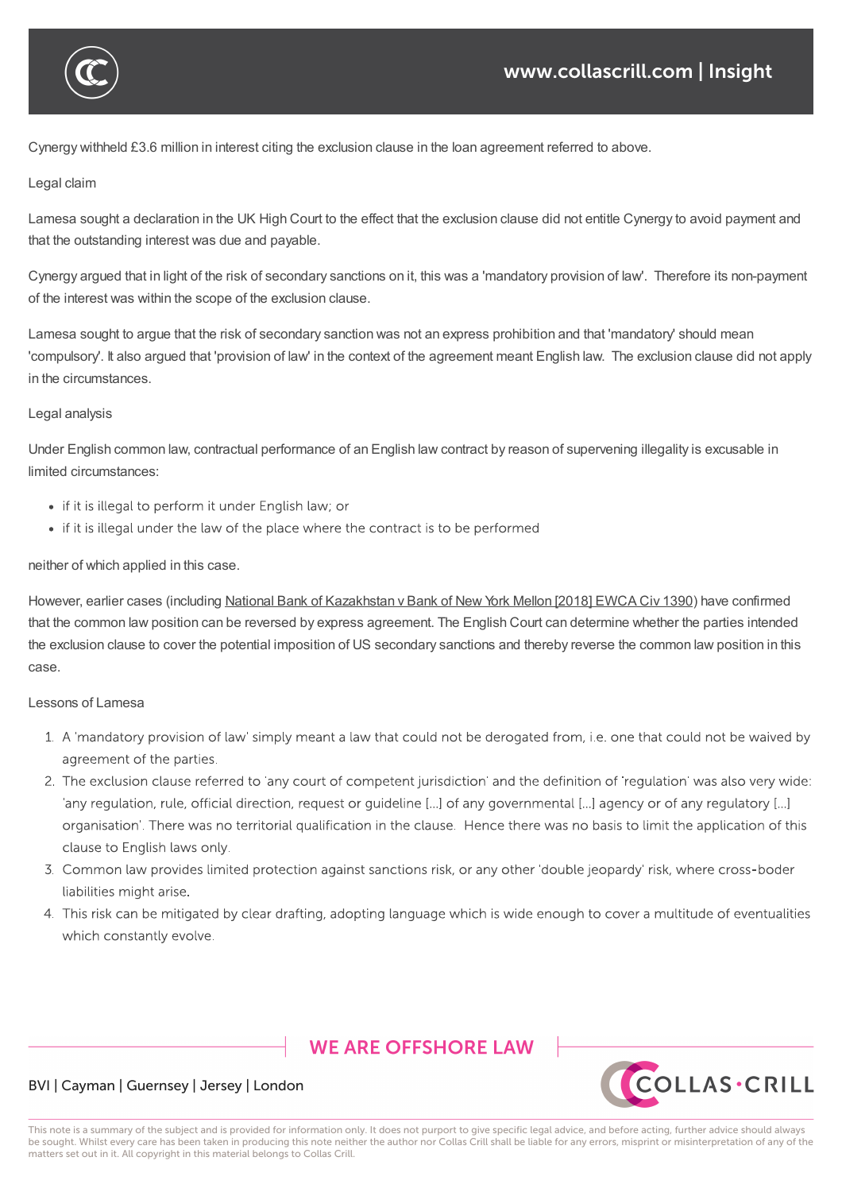Cynergy withheld £3.6 million in interest citing the exclusion clause in the loan agreement referred to above.

Legal claim

Lamesa sought a declaration in the UK High Court to the effect that the exclusion clause did not entitle Cynergy to avoid payment and that the outstanding interest was due and payable.

Cynergy argued that in light of the risk of secondary sanctions on it, this was a 'mandatory provision of law'. Therefore its non-payment of the interest was within the scope of the exclusion clause.

Lamesa sought to argue that the risk of secondary sanction was not an express prohibition and that 'mandatory' should mean 'compulsory'. It also argued that 'provision of law' in the context of the agreement meant English law. The exclusion clause did not apply in the circumstances.

Legal analysis

Under English common law, contractual performance of an English law contract by reason of supervening illegality is excusable in limited circumstances:

- if it is illegal to perform it under English law; or
- if it is illegal under the law of the place where the contract is to be performed

neither of which applied in this case.

However, earlier cases (including National Bank of Kazakhstan v Bank of New York Mellon [2018] EWCA Civ 1390) have confirmed that the common law position can be reversed by express agreement. The English Court can determine whether the parties intended the exclusion clause to cover the potential imposition of US secondary sanctions and thereby reverse the common law position in this case.

Lessons of Lamesa

1. A 'mandatory provision of law' simply meant a law that could not be derogated from, i.e. one that could not be waived by agreement of the parties.
2. The exclusion clause referred to 'any court of competent jurisdiction' and the definition of 'regulation' was also very wide: 'any regulation, rule, official direction, request or guideline [...] of any governmental [...] agency or of any regulatory [...] organisation'. There was no territorial qualification in the clause. Hence there was no basis to limit the application of this clause to English laws only.
3. Common law provides limited protection against sanctions risk, or any other 'double jeopardy' risk, where cross-boder liabilities might arise.
4. This risk can be mitigated by clear drafting, adopting language which is wide enough to cover a multitude of eventualities which constantly evolve.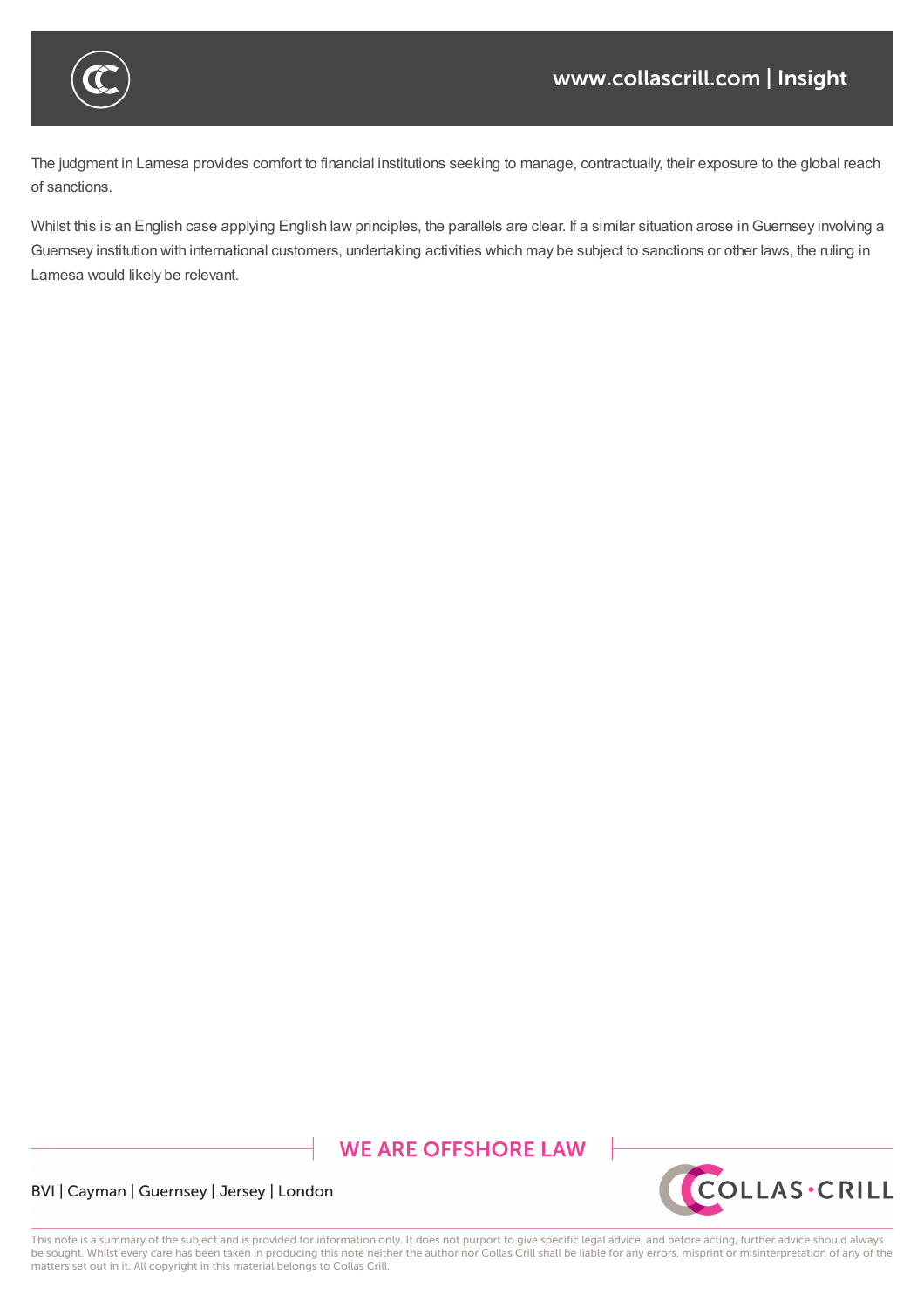The judgment in Lamesa provides comfort to financial institutions seeking to manage, contractually, their exposure to the global reach of sanctions.

Whilst this is an English case applying English law principles, the parallels are clear. If a similar situation arose in Guernsey involving a Guernsey institution with international customers, undertaking activities which may be subject to sanctions or other laws, the ruling in Lamesa would likely be relevant.